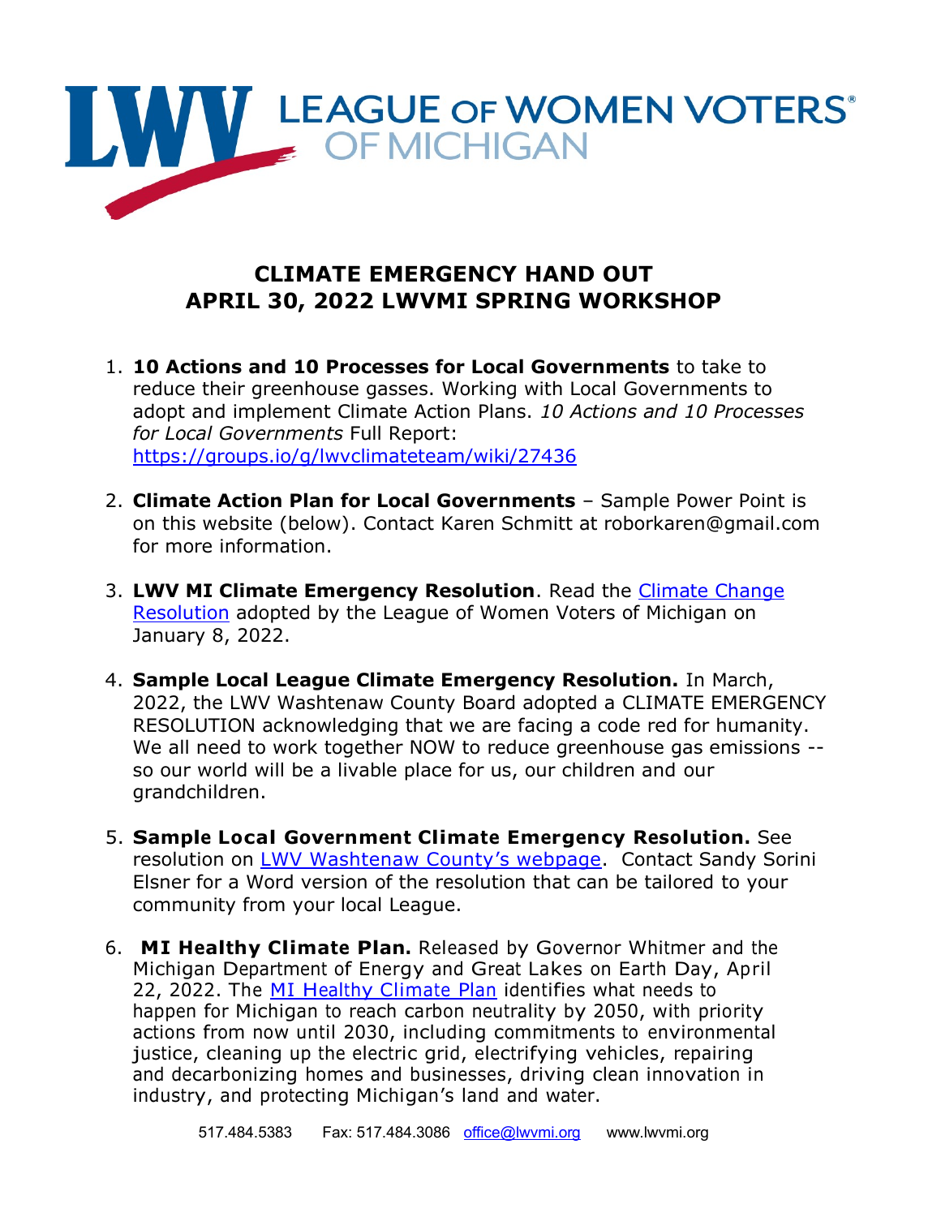LEAGUE OF WOMEN VOTERS® OF MICHIGAN

# CLIMATE EMERGENCY HAND OUT
# APRIL 30, 2022 LWVMI SPRING WORKSHOP

1. **10 Actions and 10 Processes for Local Governments** to take to reduce their greenhouse gasses. Working with Local Governments to adopt and implement Climate Action Plans. *10 Actions and 10 Processes for Local Governments* Full Report: https://groups.io/g/lwvclimateteam/wiki/27436

2. **Climate Action Plan for Local Governments** – Sample Power Point is on this website (below). Contact Karen Schmitt at roborkaren@gmail.com for more information.

3. **LWV MI Climate Emergency Resolution**. Read the Climate Change Resolution adopted by the League of Women Voters of Michigan on January 8, 2022.

4. **Sample Local League Climate Emergency Resolution.** In March, 2022, the LWV Washtenaw County Board adopted a CLIMATE EMERGENCY RESOLUTION acknowledging that we are facing a code red for humanity. We all need to work together NOW to reduce greenhouse gas emissions -- so our world will be a livable place for us, our children and our grandchildren.

5. **Sample Local Government Climate Emergency Resolution.** See resolution on LWV Washtenaw County's webpage. Contact Sandy Sorini Elsner for a Word version of the resolution that can be tailored to your community from your local League.

6. **MI Healthy Climate Plan.** Released by Governor Whitmer and the Michigan Department of Energy and Great Lakes on Earth Day, April 22, 2022. The MI Healthy Climate Plan identifies what needs to happen for Michigan to reach carbon neutrality by 2050, with priority actions from now until 2030, including commitments to environmental justice, cleaning up the electric grid, electrifying vehicles, repairing and decarbonizing homes and businesses, driving clean innovation in industry, and protecting Michigan's land and water.

517.484.5383 Fax: 517.484.3086 office@lwvmi.org www.lwvmi.org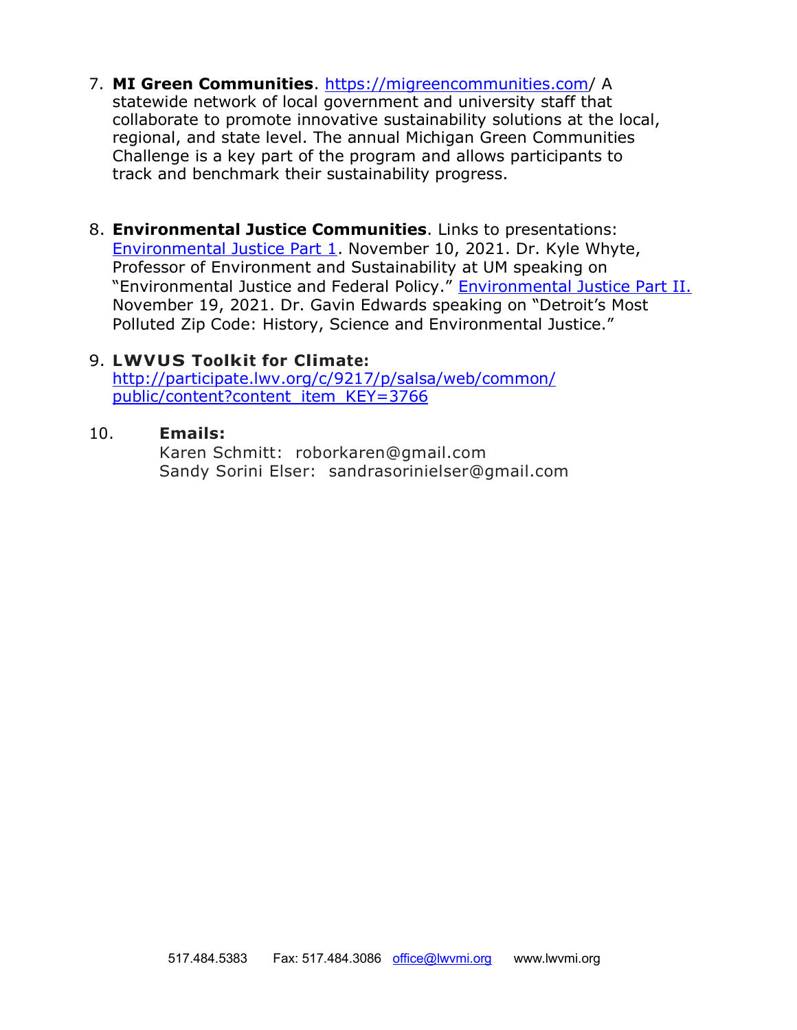7. **MI Green Communities**. https://migreencommunities.com/ A statewide network of local government and university staff that collaborate to promote innovative sustainability solutions at the local, regional, and state level. The annual Michigan Green Communities Challenge is a key part of the program and allows participants to track and benchmark their sustainability progress.

8. **Environmental Justice Communities**. Links to presentations: Environmental Justice Part 1. November 10, 2021. Dr. Kyle Whyte, Professor of Environment and Sustainability at UM speaking on "Environmental Justice and Federal Policy." Environmental Justice Part II. November 19, 2021. Dr. Gavin Edwards speaking on "Detroit's Most Polluted Zip Code: History, Science and Environmental Justice."

9. **LWVUS Toolkit for Climate:** http://participate.lwv.org/c/9217/p/salsa/web/common/public/content?content_item_KEY=3766

10. **Emails:**
    Karen Schmitt: roborkaren@gmail.com
    Sandy Sorini Elser: sandrasorinielser@gmail.com

517.484.5383 Fax: 517.484.3086 office@lwvmi.org www.lwvmi.org